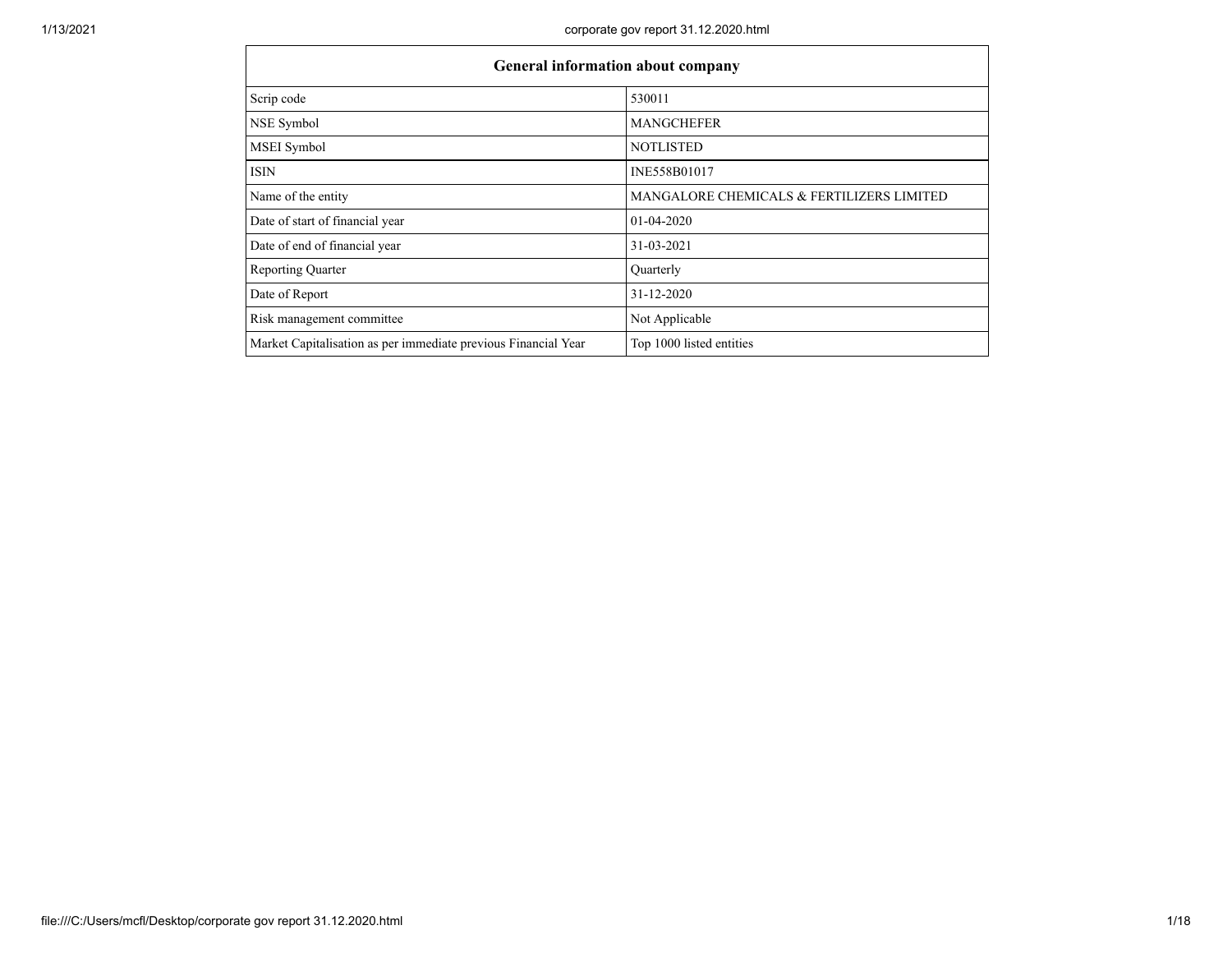| General information about company | |
|---|---|
| Scrip code | 530011 |
| NSE Symbol | MANGCHEFER |
| MSEI Symbol | NOTLISTED |
| ISIN | INE558B01017 |
| Name of the entity | MANGALORE CHEMICALS & FERTILIZERS LIMITED |
| Date of start of financial year | 01-04-2020 |
| Date of end of financial year | 31-03-2021 |
| Reporting Quarter | Quarterly |
| Date of Report | 31-12-2020 |
| Risk management committee | Not Applicable |
| Market Capitalisation as per immediate previous Financial Year | Top 1000 listed entities |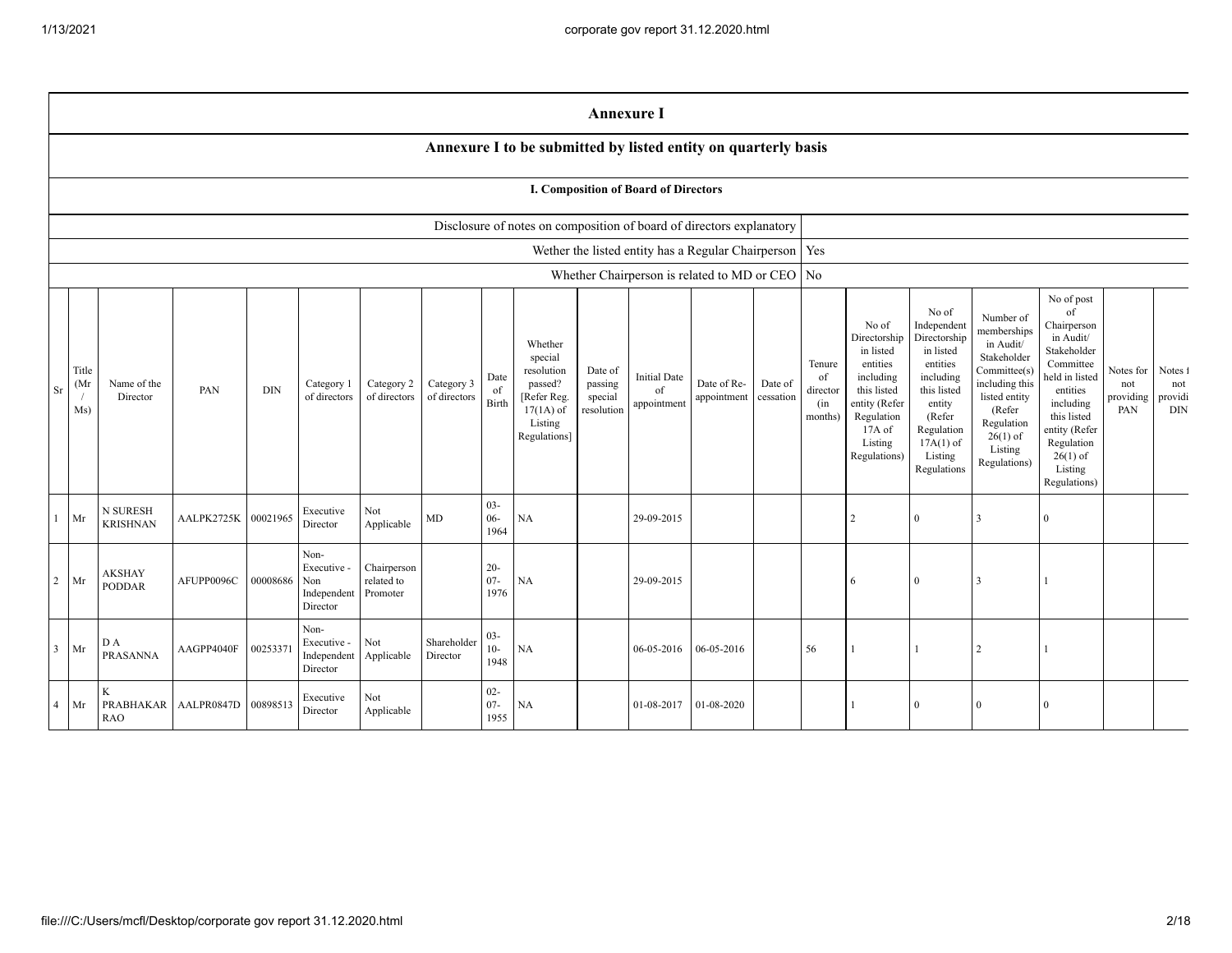# Annexure I

## Annexure I to be submitted by listed entity on quarterly basis

### I. Composition of Board of Directors

| | |
|---|---|
| Disclosure of notes on composition of board of directors explanatory | |
| Wether the listed entity has a Regular Chairperson | Yes |
| Whether Chairperson is related to MD or CEO | No |

| Sr | Title (Mr / Ms) | Name of the Director | PAN | DIN | Category 1 of directors | Category 2 of directors | Category 3 of directors | Date of Birth | Whether special resolution passed? [Refer Reg. 17(1A) of Listing Regulations] | Date of passing special resolution | Initial Date of appointment | Date of Re-appointment | Date of cessation | Tenure of director (in months) | No of Directorship in listed entities including this listed entity (Refer Regulation 17A of Listing Regulations) | No of Independent Directorship in listed entities including this listed entity (Refer Regulation 17A(1) of Listing Regulations | Number of memberships in Audit/ Stakeholder Committee(s) including this listed entity (Refer Regulation 26(1) of Listing Regulations) | No of post of Chairperson in Audit/ Stakeholder Committee held in listed entities including this listed entity (Refer Regulation 26(1) of Listing Regulations) | Notes for not providing PAN | Notes for not providing DIN |
|---|---|---|---|---|---|---|---|---|---|---|---|---|---|---|---|---|---|---|---|---|
| 1 | Mr | N SURESH KRISHNAN | AALPK2725K | 00021965 | Executive Director | Not Applicable | MD | 03-06-1964 | NA | | 29-09-2015 | | | | 2 | 0 | 3 | 0 | | |
| 2 | Mr | AKSHAY PODDAR | AFUPP0096C | 00008686 | Non-Executive - Non Independent Director | Chairperson related to Promoter | | 20-07-1976 | NA | | 29-09-2015 | | | | 6 | 0 | 3 | 1 | | |
| 3 | Mr | D A PRASANNA | AAGPP4040F | 00253371 | Non-Executive - Independent Director | Not Applicable | Shareholder Director | 03-10-1948 | NA | | 06-05-2016 | 06-05-2016 | | 56 | 1 | 1 | 2 | 1 | | |
| 4 | Mr | K PRABHAKAR RAO | AALPR0847D | 00898513 | Executive Director | Not Applicable | | 02-07-1955 | NA | | 01-08-2017 | 01-08-2020 | | | 1 | 0 | 0 | 0 | | |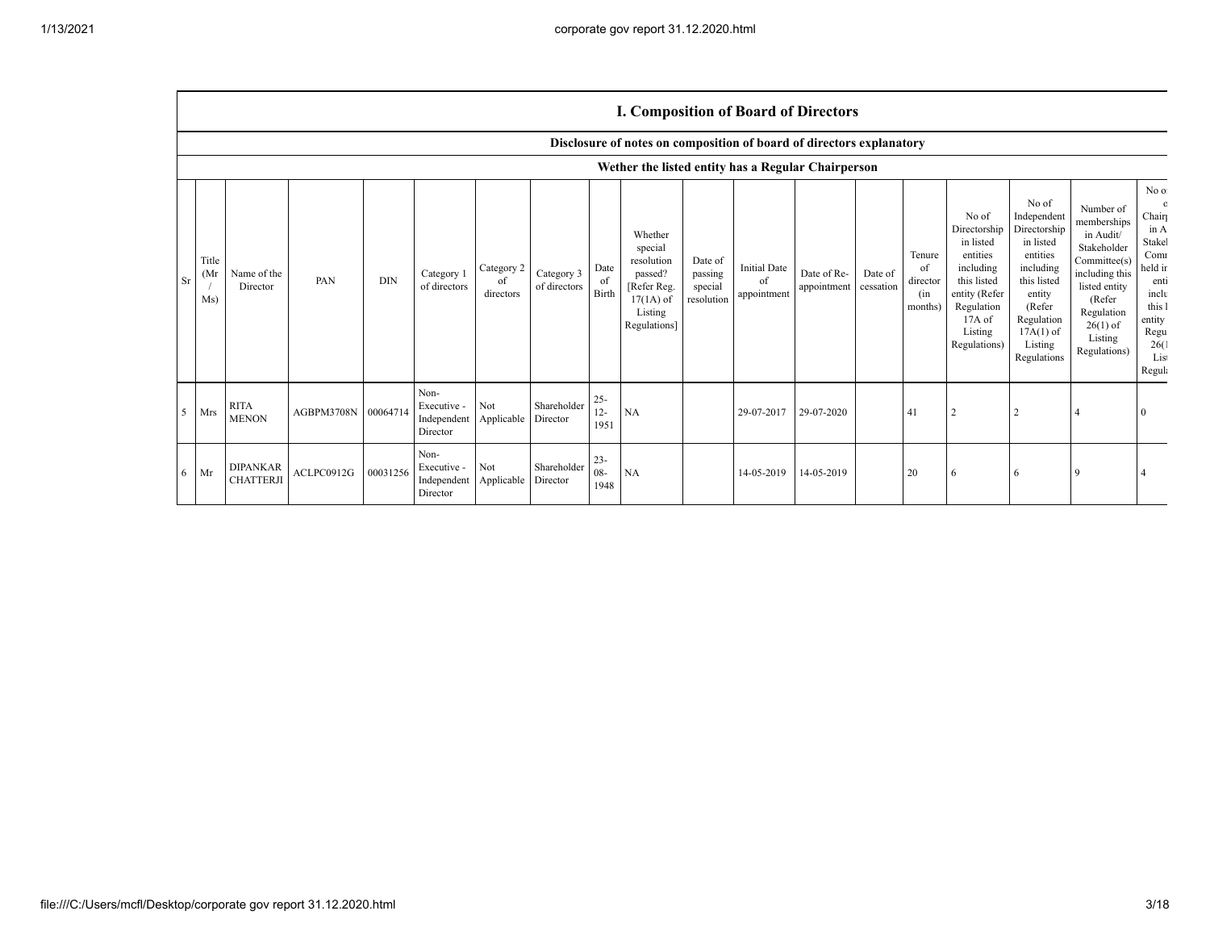## I. Composition of Board of Directors

### Disclosure of notes on composition of board of directors explanatory

### Wether the listed entity has a Regular Chairperson

| Sr | Title (Mr / Ms) | Name of the Director | PAN | DIN | Category 1 of directors | Category 2 of directors | Category 3 of directors | Date of Birth | Whether special resolution passed? [Refer Reg. 17(1A) of Listing Regulations] | Date of passing special resolution | Initial Date of appointment | Date of Re-appointment | Date of cessation | Tenure of director (in months) | No of Directorship in listed entities including this listed entity (Refer Regulation 17A of Listing Regulations) | No of Independent Directorship in listed entities including this listed entity (Refer Regulation 17A(1) of Listing Regulations | Number of memberships in Audit/ Stakeholder Committee(s) including this listed entity (Refer Regulation 26(1) of Listing Regulations) | No o... c... Chair... in A... Stake... Comm... held in... enti... inclu... this l... entity... Regu... 26(1... List... Regula... |
|---|---|---|---|---|---|---|---|---|---|---|---|---|---|---|---|---|---|---|
| 5 | Mrs | RITA MENON | AGBPM3708N | 00064714 | Non-Executive - Independent Director | Not Applicable | Shareholder Director | 25-12-1951 | NA | | 29-07-2017 | 29-07-2020 | | 41 | 2 | 2 | 4 | 0 |
| 6 | Mr | DIPANKAR CHATTERJI | ACLPC0912G | 00031256 | Non-Executive - Independent Director | Not Applicable | Shareholder Director | 23-08-1948 | NA | | 14-05-2019 | 14-05-2019 | | 20 | 6 | 6 | 9 | 4 |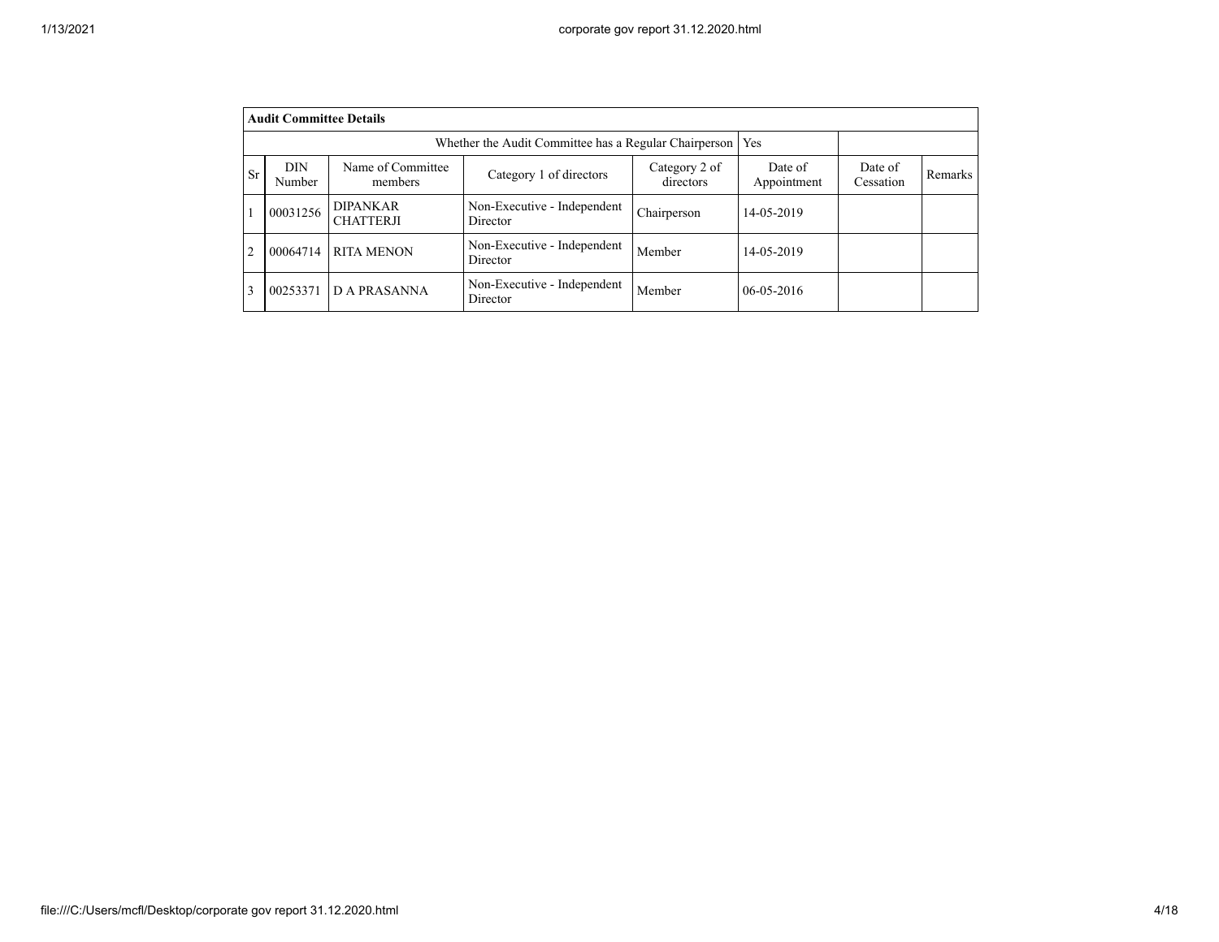| Audit Committee Details | | | | | | | |
|---|---|---|---|---|---|---|---|
| Whether the Audit Committee has a Regular Chairperson | | | | | Yes | | |
| Sr | DIN Number | Name of Committee members | Category 1 of directors | Category 2 of directors | Date of Appointment | Date of Cessation | Remarks |
| 1 | 00031256 | DIPANKAR CHATTERJI | Non-Executive - Independent Director | Chairperson | 14-05-2019 | | |
| 2 | 00064714 | RITA MENON | Non-Executive - Independent Director | Member | 14-05-2019 | | |
| 3 | 00253371 | D A PRASANNA | Non-Executive - Independent Director | Member | 06-05-2016 | | |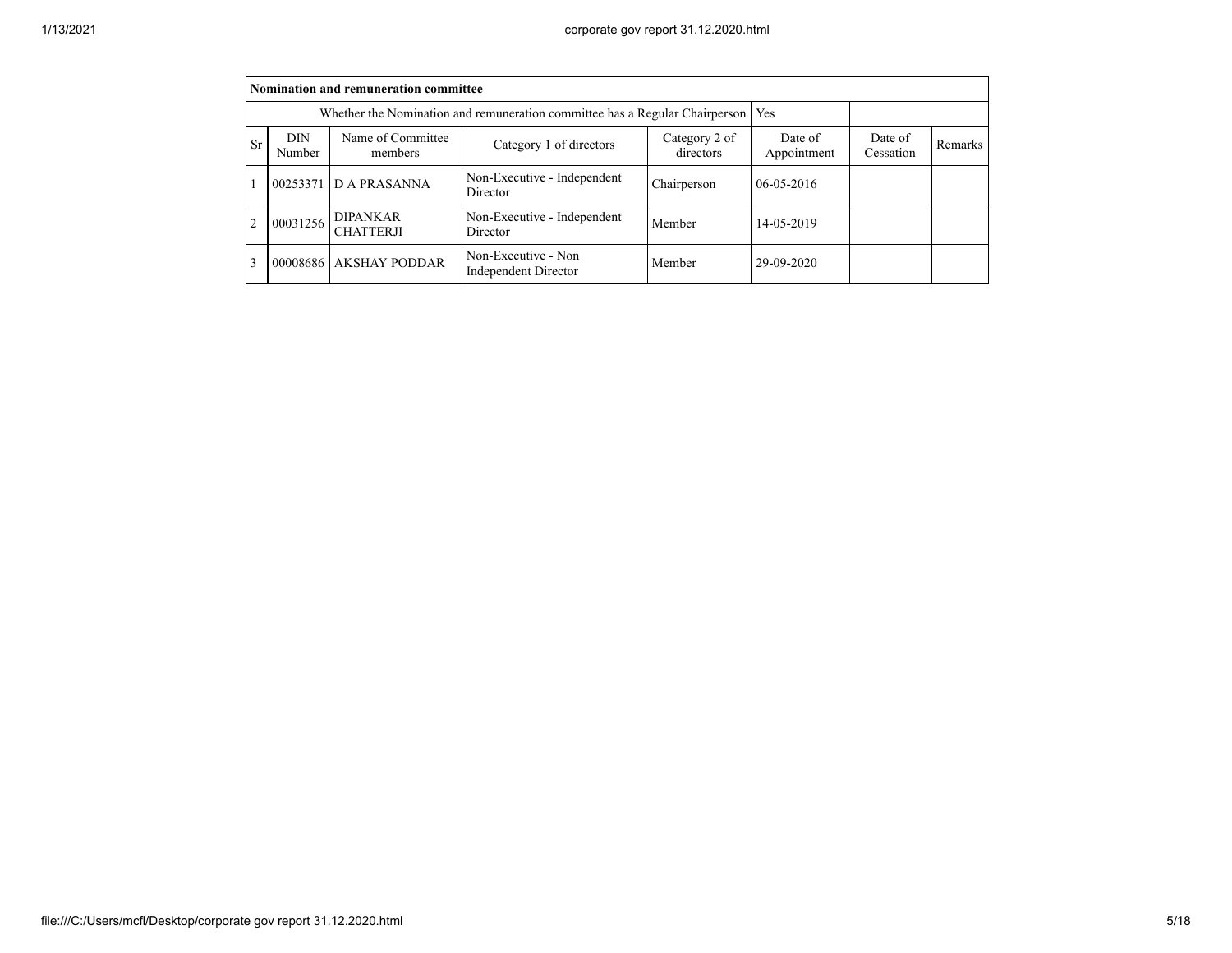| Nomination and remuneration committee | | | | | | | |
|---|---|---|---|---|---|---|---|
| Whether the Nomination and remuneration committee has a Regular Chairperson | | | | | Yes | | |
| Sr | DIN Number | Name of Committee members | Category 1 of directors | Category 2 of directors | Date of Appointment | Date of Cessation | Remarks |
| 1 | 00253371 | D A PRASANNA | Non-Executive - Independent Director | Chairperson | 06-05-2016 | | |
| 2 | 00031256 | DIPANKAR CHATTERJI | Non-Executive - Independent Director | Member | 14-05-2019 | | |
| 3 | 00008686 | AKSHAY PODDAR | Non-Executive - Non Independent Director | Member | 29-09-2020 | | |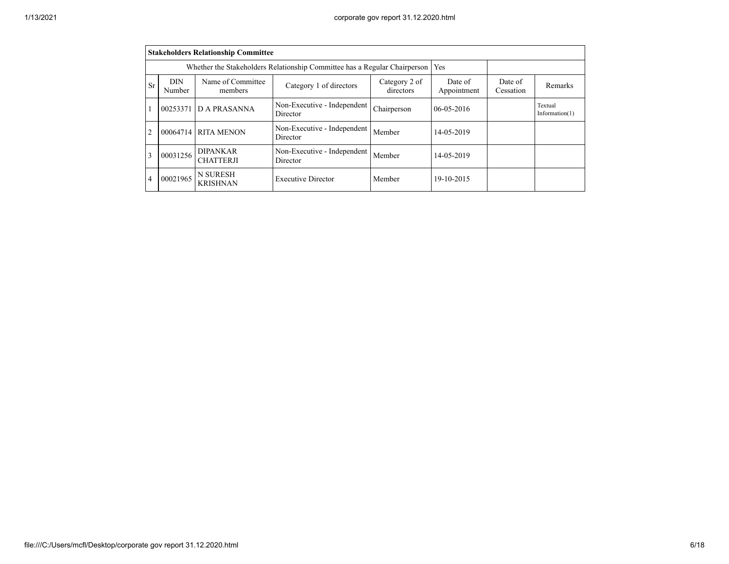| Stakeholders Relationship Committee | | | | | | | |
|---|---|---|---|---|---|---|---|
| Whether the Stakeholders Relationship Committee has a Regular Chairperson | | | | | Yes | | |
| Sr | DIN Number | Name of Committee members | Category 1 of directors | Category 2 of directors | Date of Appointment | Date of Cessation | Remarks |
| 1 | 00253371 | D A PRASANNA | Non-Executive - Independent Director | Chairperson | 06-05-2016 | | Textual Information(1) |
| 2 | 00064714 | RITA MENON | Non-Executive - Independent Director | Member | 14-05-2019 | | |
| 3 | 00031256 | DIPANKAR CHATTERJI | Non-Executive - Independent Director | Member | 14-05-2019 | | |
| 4 | 00021965 | N SURESH KRISHNAN | Executive Director | Member | 19-10-2015 | | |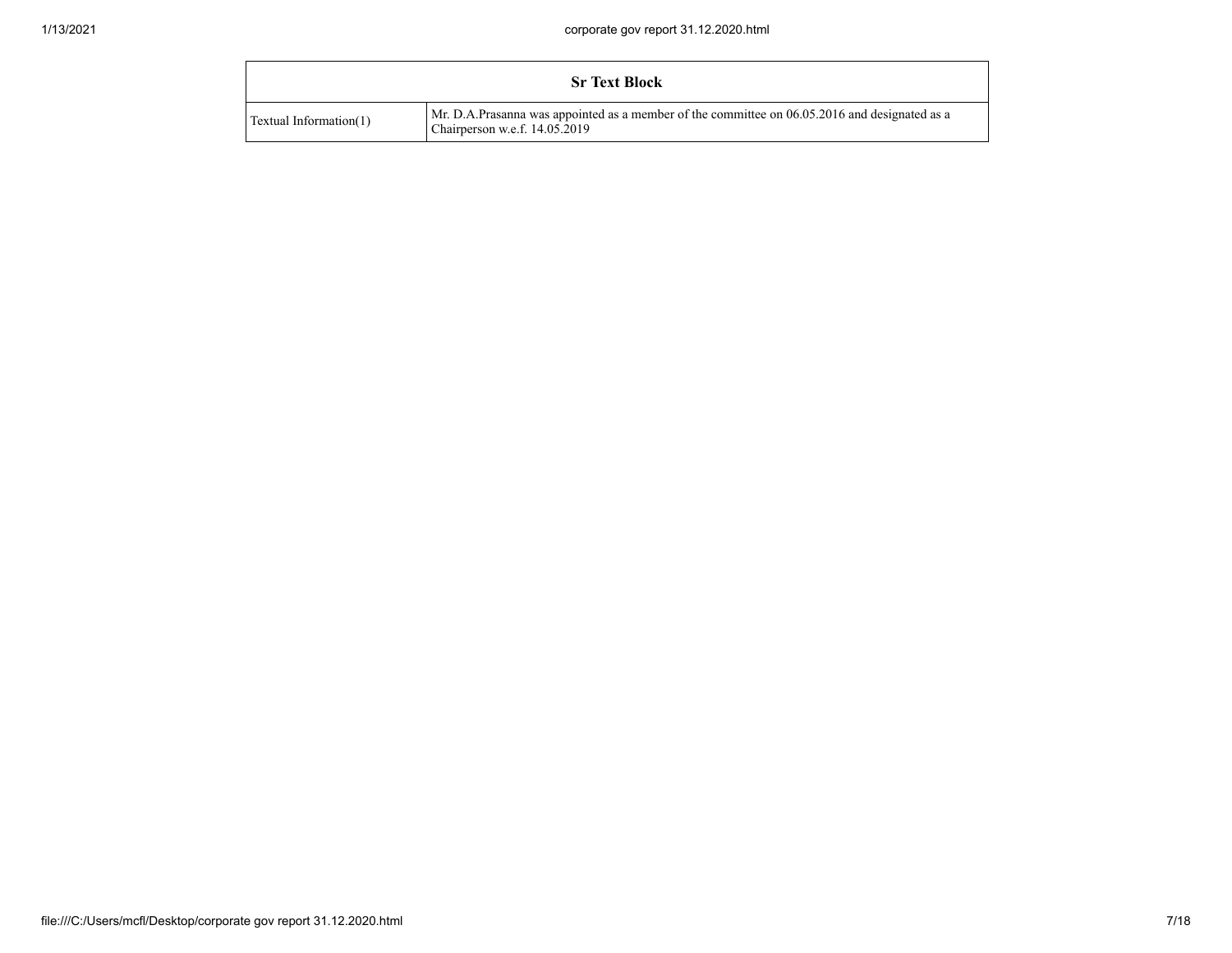| Sr Text Block | |
|---|---|
| Textual Information(1) | Mr. D.A.Prasanna was appointed as a member of the committee on 06.05.2016 and designated as a Chairperson w.e.f. 14.05.2019 |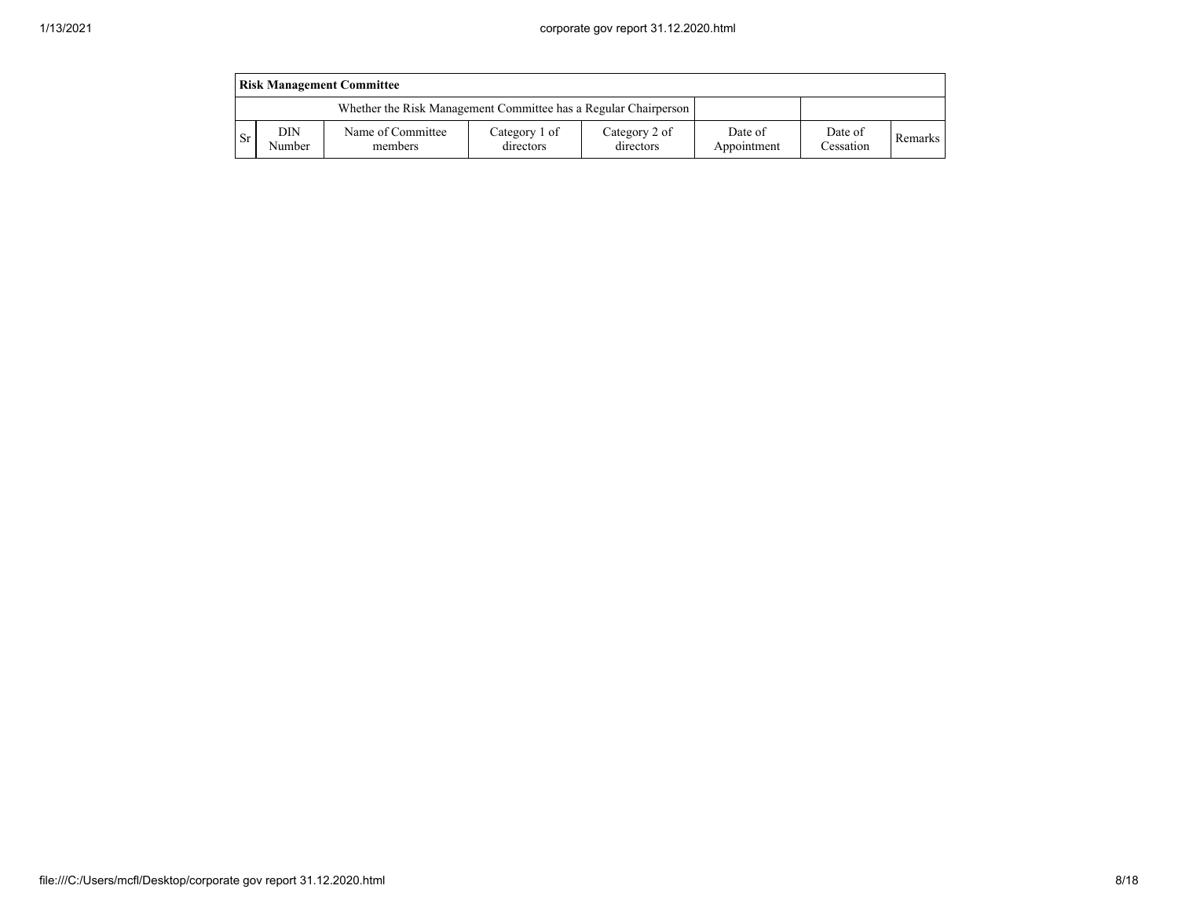| **Risk Management Committee** | | | | | | | |
|---|---|---|---|---|---|---|---|
| Whether the Risk Management Committee has a Regular Chairperson | | | | | | | |
| Sr | DIN Number | Name of Committee members | Category 1 of directors | Category 2 of directors | Date of Appointment | Date of Cessation | Remarks |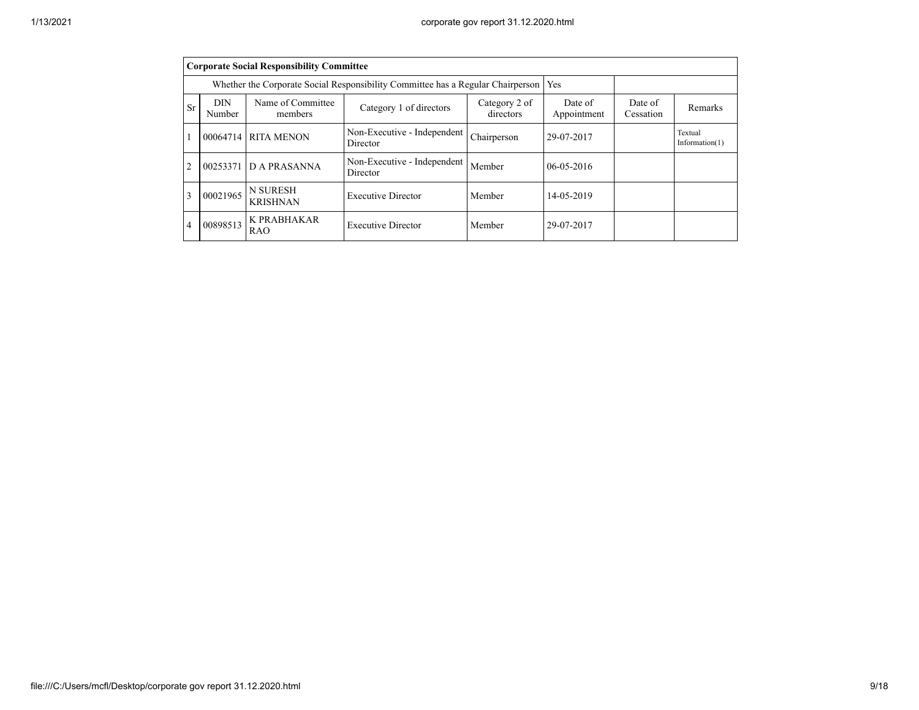| Corporate Social Responsibility Committee | | | | | | | |
|---|---|---|---|---|---|---|---|
| Whether the Corporate Social Responsibility Committee has a Regular Chairperson | | | | | Yes | | |
| Sr | DIN Number | Name of Committee members | Category 1 of directors | Category 2 of directors | Date of Appointment | Date of Cessation | Remarks |
| 1 | 00064714 | RITA MENON | Non-Executive - Independent Director | Chairperson | 29-07-2017 | | Textual Information(1) |
| 2 | 00253371 | D A PRASANNA | Non-Executive - Independent Director | Member | 06-05-2016 | | |
| 3 | 00021965 | N SURESH KRISHNAN | Executive Director | Member | 14-05-2019 | | |
| 4 | 00898513 | K PRABHAKAR RAO | Executive Director | Member | 29-07-2017 | | |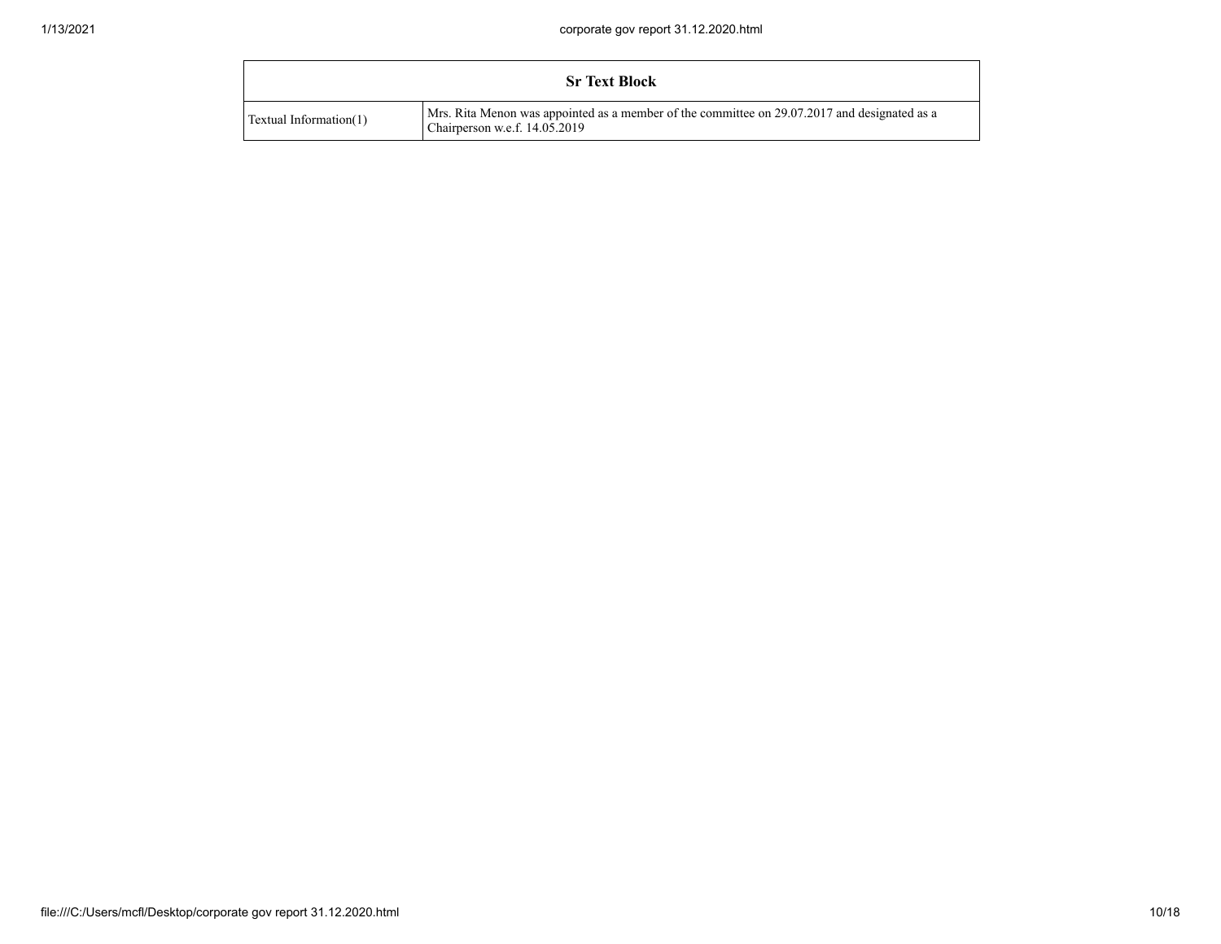| Sr Text Block | |
|---|---|
| Textual Information(1) | Mrs. Rita Menon was appointed as a member of the committee on 29.07.2017 and designated as a Chairperson w.e.f. 14.05.2019 |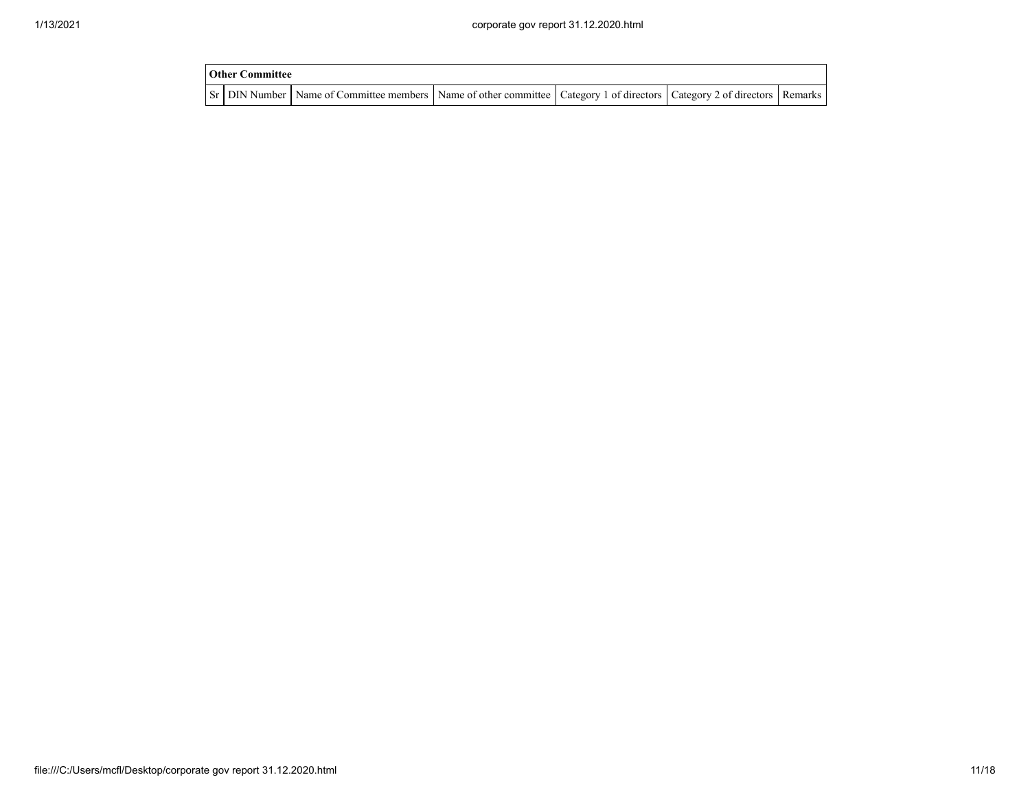| Other Committee | | | | | | |
|---|---|---|---|---|---|---|
| Sr | DIN Number | Name of Committee members | Name of other committee | Category 1 of directors | Category 2 of directors | Remarks |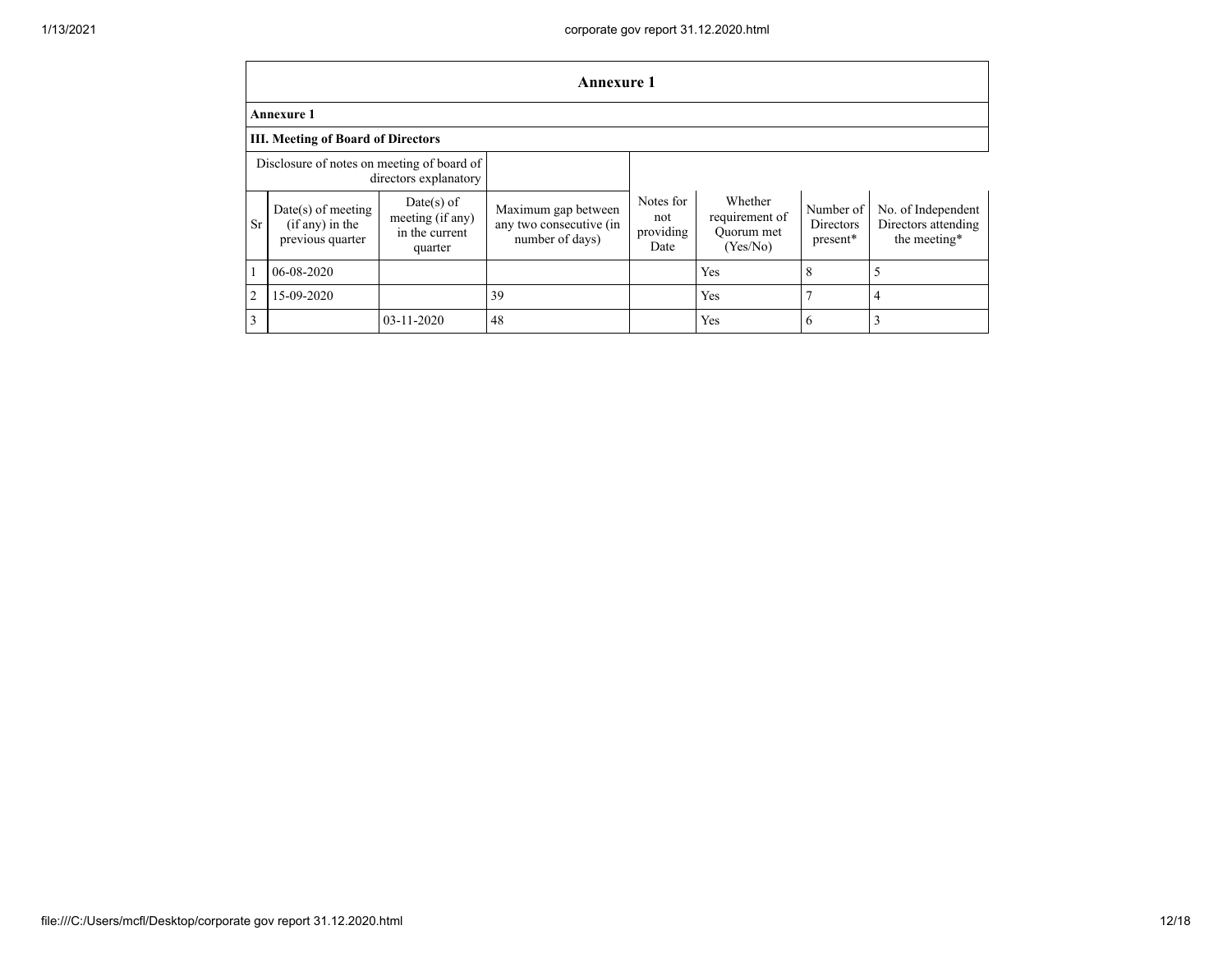## Annexure 1

**Annexure 1**

**III. Meeting of Board of Directors**

| Disclosure of notes on meeting of board of directors explanatory | | | | | | | |
|---|---|---|---|---|---|---|---|
| Sr | Date(s) of meeting (if any) in the previous quarter | Date(s) of meeting (if any) in the current quarter | Maximum gap between any two consecutive (in number of days) | Notes for not providing Date | Whether requirement of Quorum met (Yes/No) | Number of Directors present* | No. of Independent Directors attending the meeting* |
| 1 | 06-08-2020 | | | | Yes | 8 | 5 |
| 2 | 15-09-2020 | | 39 | | Yes | 7 | 4 |
| 3 | | 03-11-2020 | 48 | | Yes | 6 | 3 |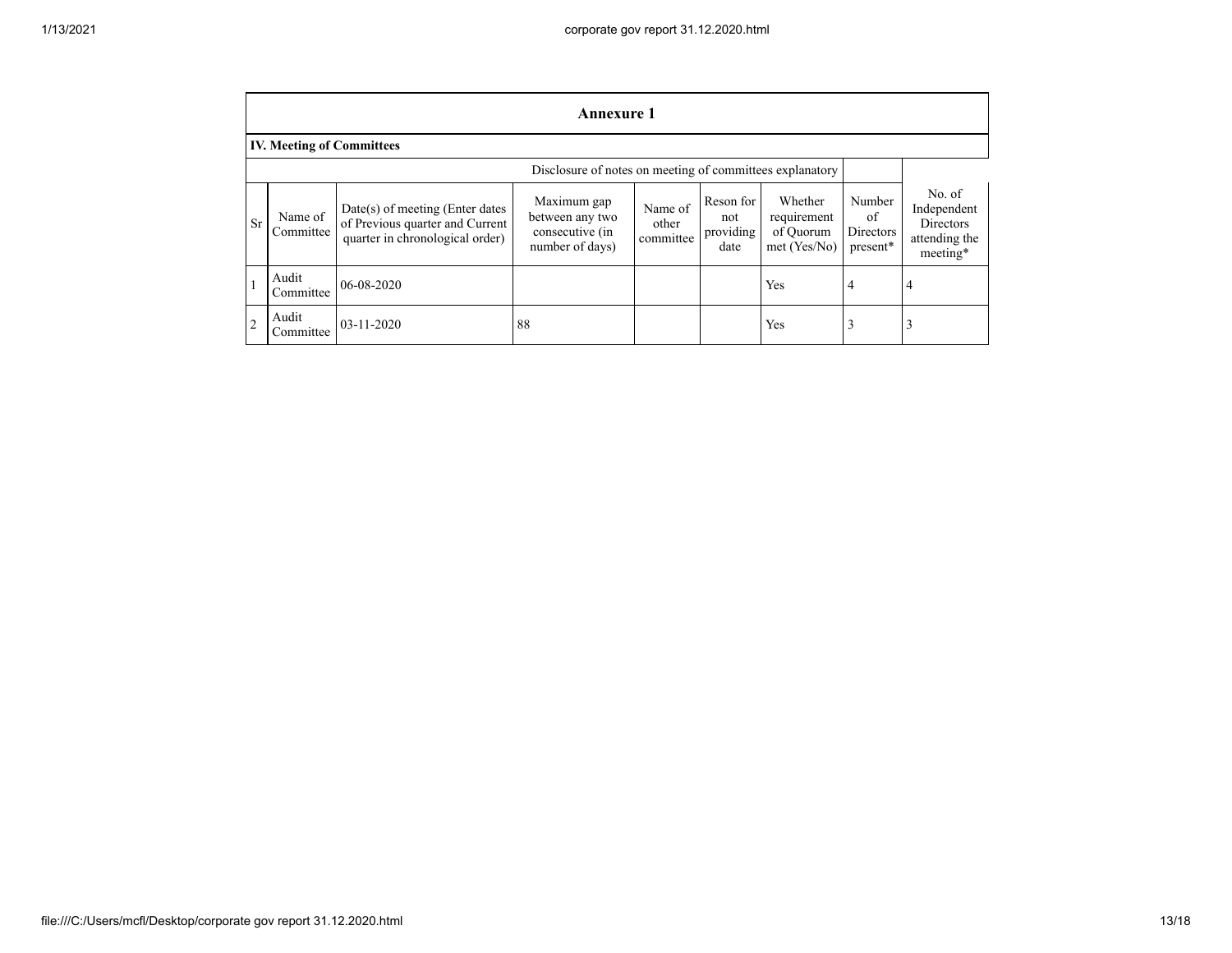## Annexure 1

### IV. Meeting of Committees

Disclosure of notes on meeting of committees explanatory

| Sr | Name of Committee | Date(s) of meeting (Enter dates of Previous quarter and Current quarter in chronological order) | Maximum gap between any two consecutive (in number of days) | Name of other committee | Reson for not providing date | Whether requirement of Quorum met (Yes/No) | Number of Directors present* | No. of Independent Directors attending the meeting* |
|---|---|---|---|---|---|---|---|---|
| 1 | Audit Committee | 06-08-2020 | | | | Yes | 4 | 4 |
| 2 | Audit Committee | 03-11-2020 | 88 | | | Yes | 3 | 3 |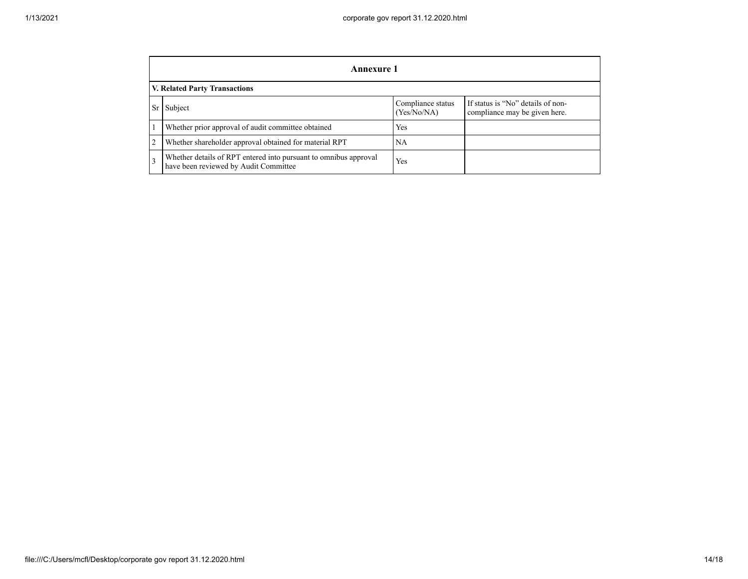## Annexure 1

### V. Related Party Transactions

| Sr | Subject | Compliance status (Yes/No/NA) | If status is "No" details of non-compliance may be given here. |
|---|---|---|---|
| 1 | Whether prior approval of audit committee obtained | Yes | |
| 2 | Whether shareholder approval obtained for material RPT | NA | |
| 3 | Whether details of RPT entered into pursuant to omnibus approval have been reviewed by Audit Committee | Yes | |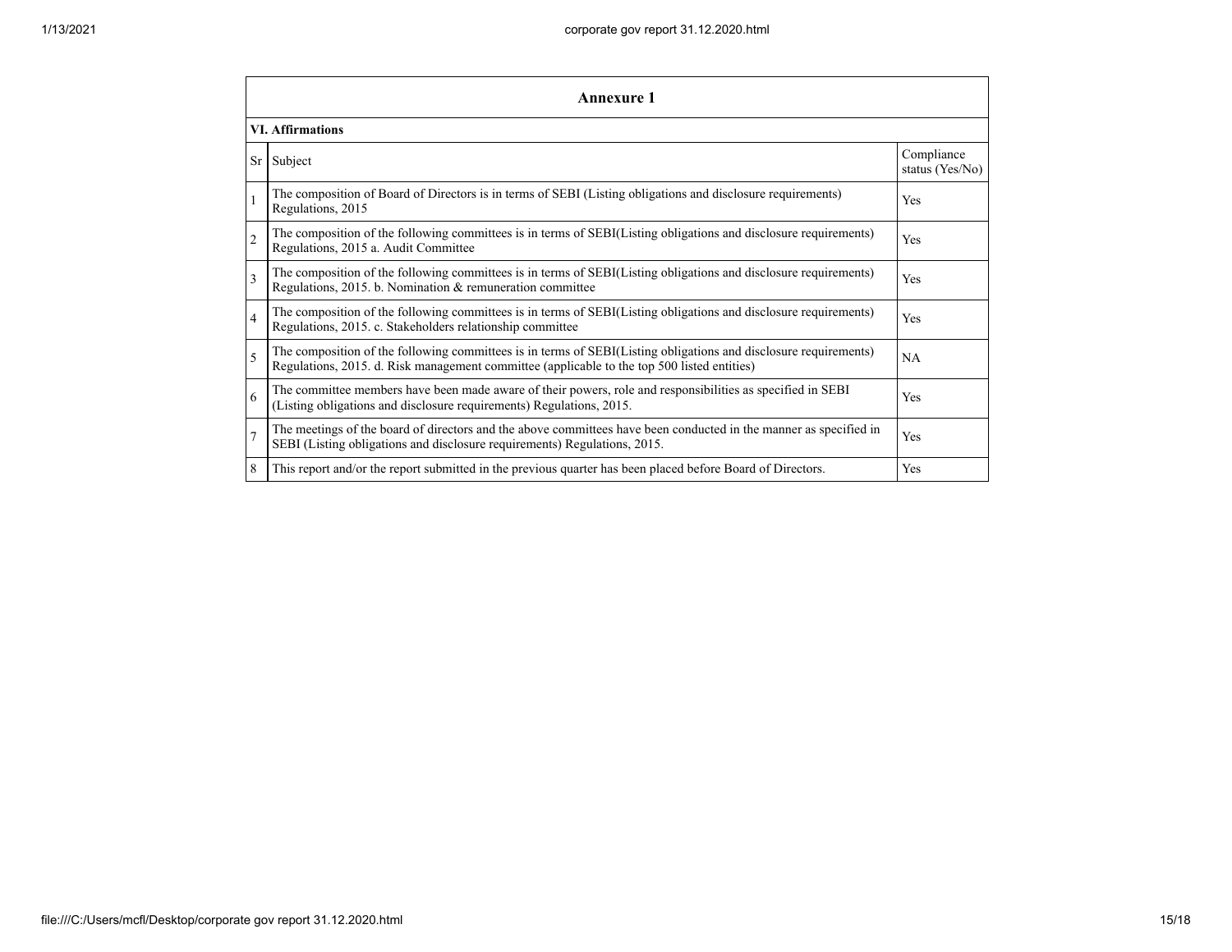## Annexure 1

### VI. Affirmations

| Sr | Subject | Compliance status (Yes/No) |
|---|---|---|
| 1 | The composition of Board of Directors is in terms of SEBI (Listing obligations and disclosure requirements) Regulations, 2015 | Yes |
| 2 | The composition of the following committees is in terms of SEBI(Listing obligations and disclosure requirements) Regulations, 2015 a. Audit Committee | Yes |
| 3 | The composition of the following committees is in terms of SEBI(Listing obligations and disclosure requirements) Regulations, 2015. b. Nomination & remuneration committee | Yes |
| 4 | The composition of the following committees is in terms of SEBI(Listing obligations and disclosure requirements) Regulations, 2015. c. Stakeholders relationship committee | Yes |
| 5 | The composition of the following committees is in terms of SEBI(Listing obligations and disclosure requirements) Regulations, 2015. d. Risk management committee (applicable to the top 500 listed entities) | NA |
| 6 | The committee members have been made aware of their powers, role and responsibilities as specified in SEBI (Listing obligations and disclosure requirements) Regulations, 2015. | Yes |
| 7 | The meetings of the board of directors and the above committees have been conducted in the manner as specified in SEBI (Listing obligations and disclosure requirements) Regulations, 2015. | Yes |
| 8 | This report and/or the report submitted in the previous quarter has been placed before Board of Directors. | Yes |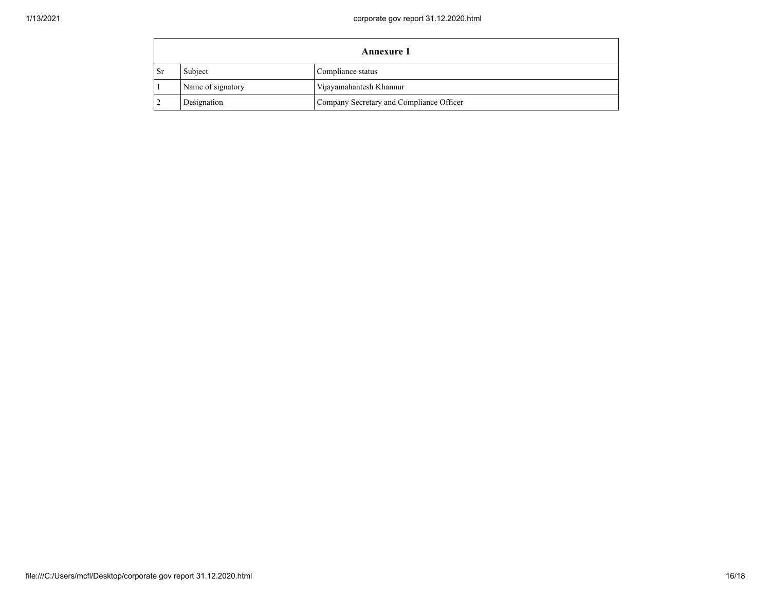| Annexure 1 | | |
|---|---|---|
| Sr | Subject | Compliance status |
| 1 | Name of signatory | Vijayamahantesh Khannur |
| 2 | Designation | Company Secretary and Compliance Officer |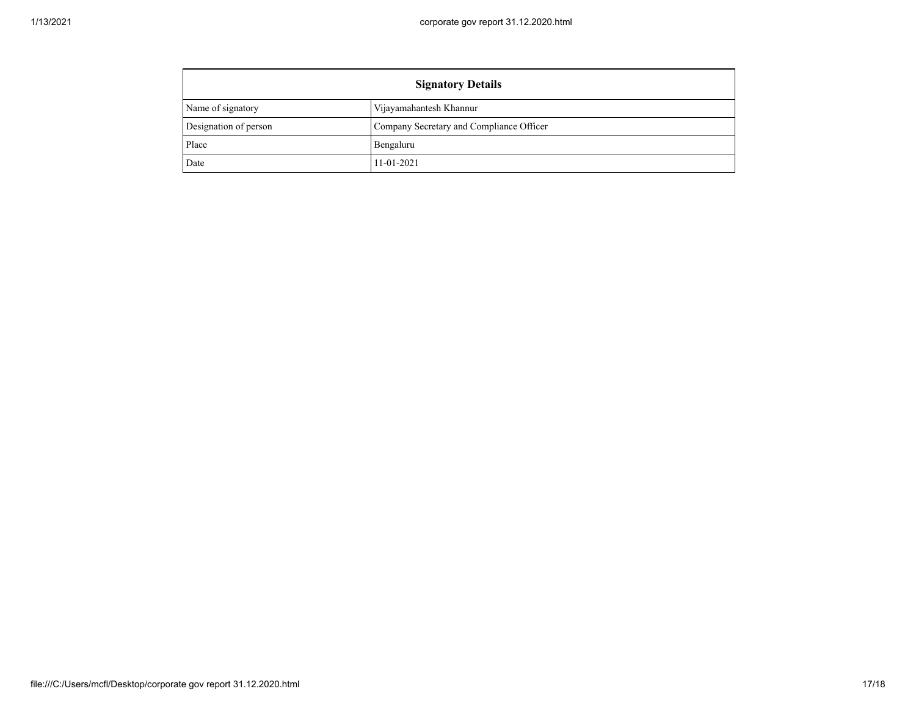| Signatory Details | |
|---|---|
| Name of signatory | Vijayamahantesh Khannur |
| Designation of person | Company Secretary and Compliance Officer |
| Place | Bengaluru |
| Date | 11-01-2021 |